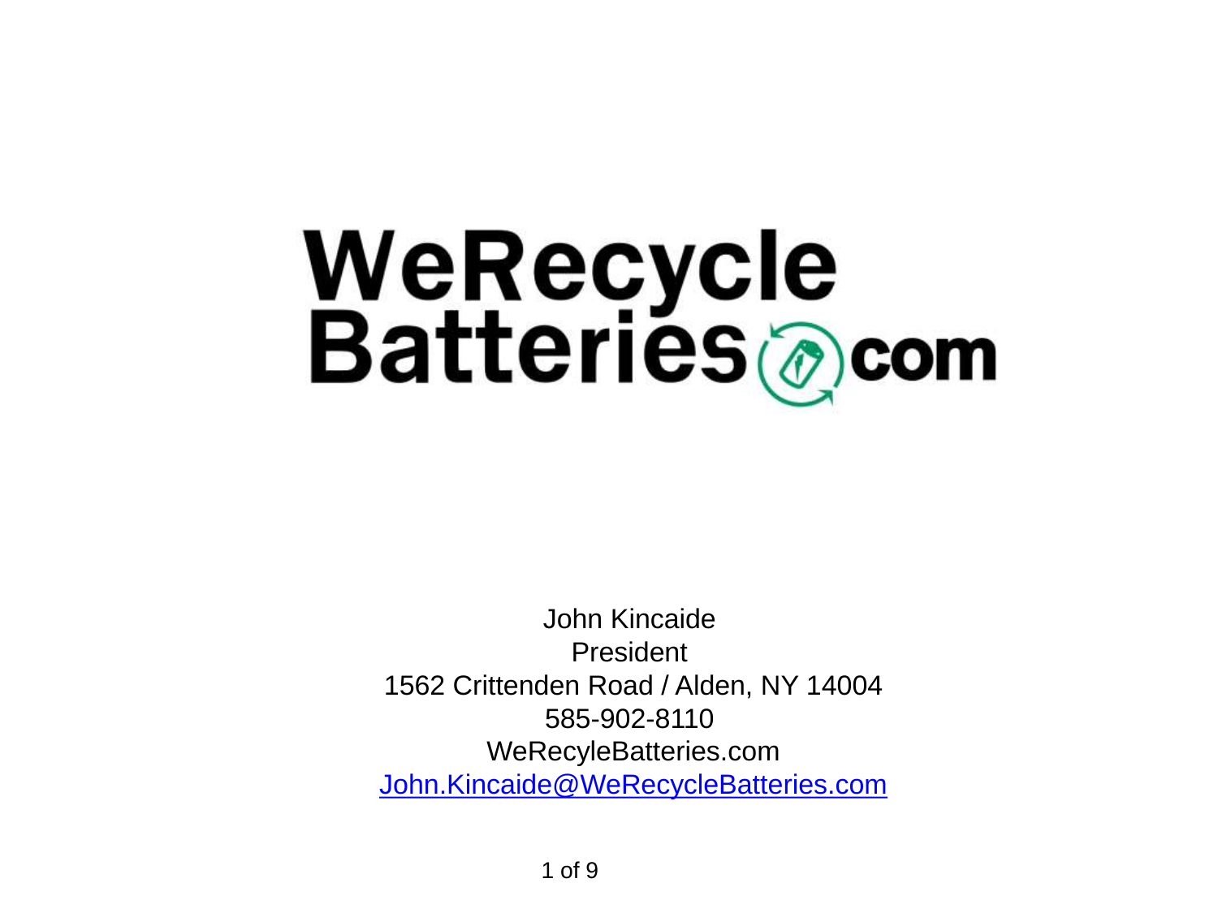# WeRecycle Batteries.com

John Kincaide
President
1562 Crittenden Road / Alden, NY 14004
585-902-8110
WeRecyleBatteries.com
John.Kincaide@WeRecycleBatteries.com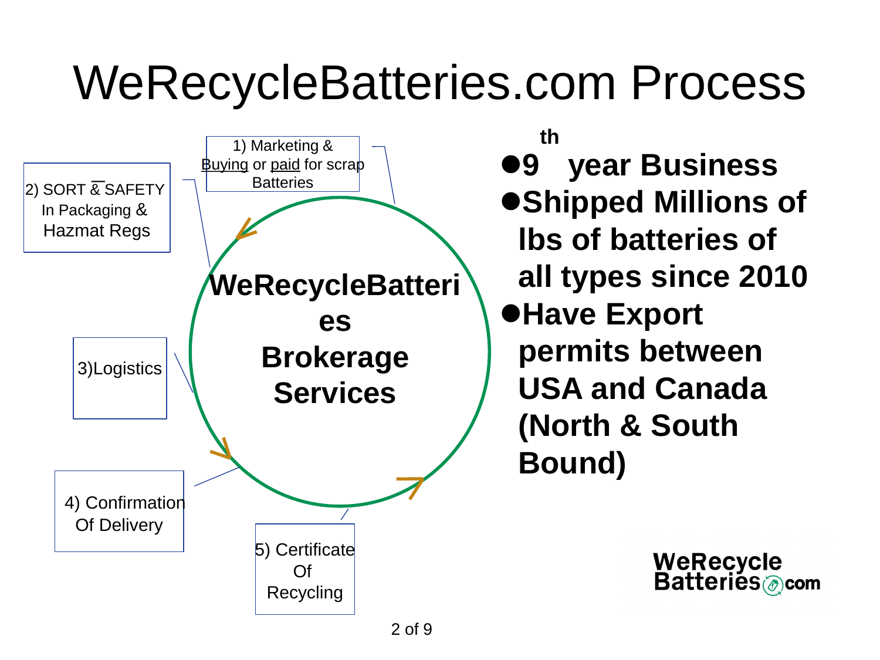# WeRecycleBatteries.com Process

1) Marketing & Buying or paid for scrap Batteries

2) SORT & SAFETY In Packaging & Hazmat Regs

3)Logistics

4) Confirmation Of Delivery

5) Certificate Of Recycling

**WeRecycleBatteries Brokerage Services**

- **9th year Business**
- **Shipped Millions of lbs of batteries of all types since 2010**
- **Have Export permits between USA and Canada (North & South Bound)**

WeRecycle Batteries.com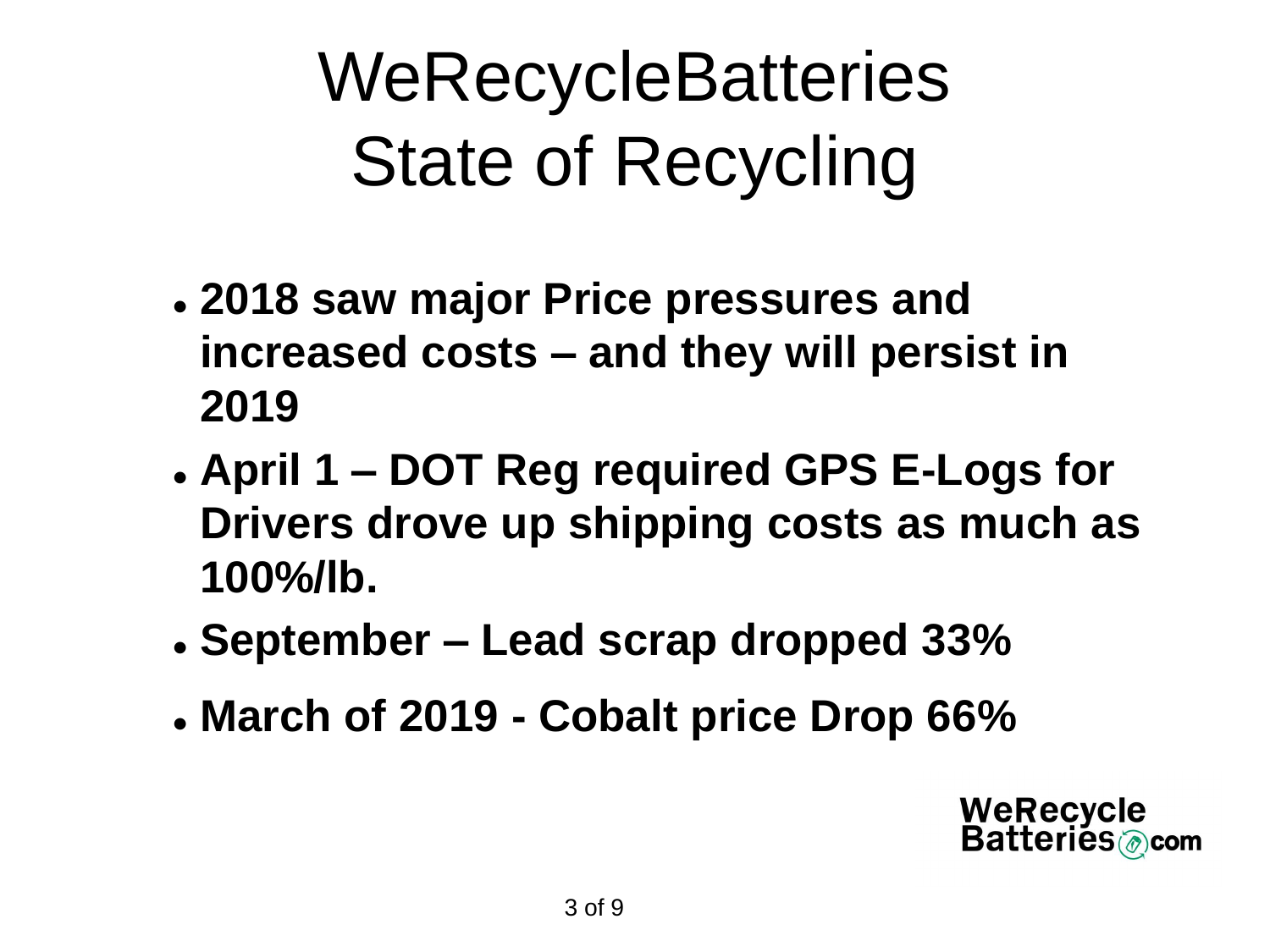# WeRecycleBatteries State of Recycling

- **2018 saw major Price pressures and increased costs – and they will persist in 2019**
- **April 1 – DOT Reg required GPS E-Logs for Drivers drove up shipping costs as much as 100%/lb.**
- **September – Lead scrap dropped 33%**
- **March of 2019 - Cobalt price Drop 66%**

WeRecycle Batteries.com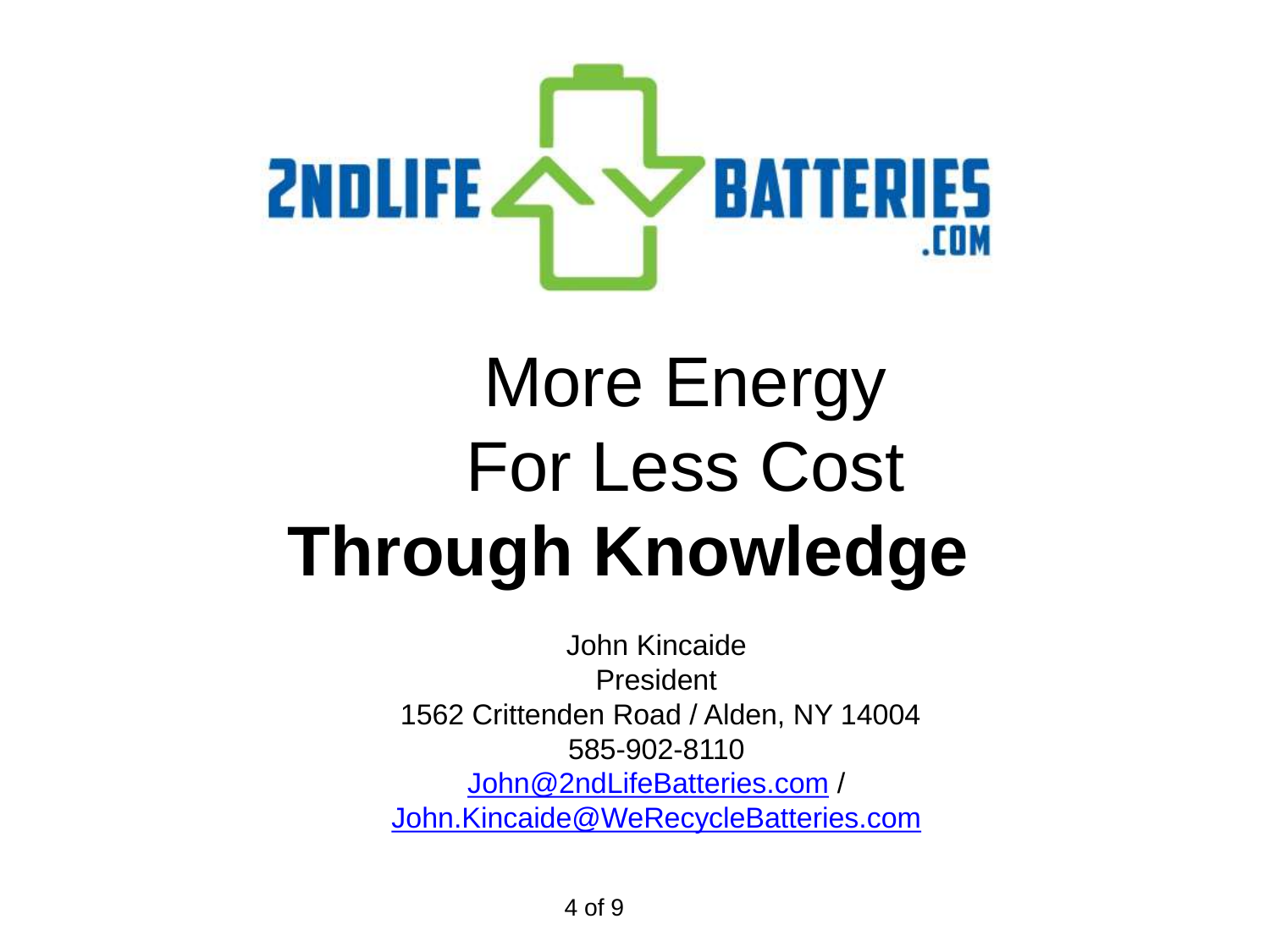2NDLIFE BATTERIES.COM

# More Energy
# For Less Cost
# **Through Knowledge**

John Kincaide

President

1562 Crittenden Road / Alden, NY 14004

585-902-8110

John@2ndLifeBatteries.com /

John.Kincaide@WeRecycleBatteries.com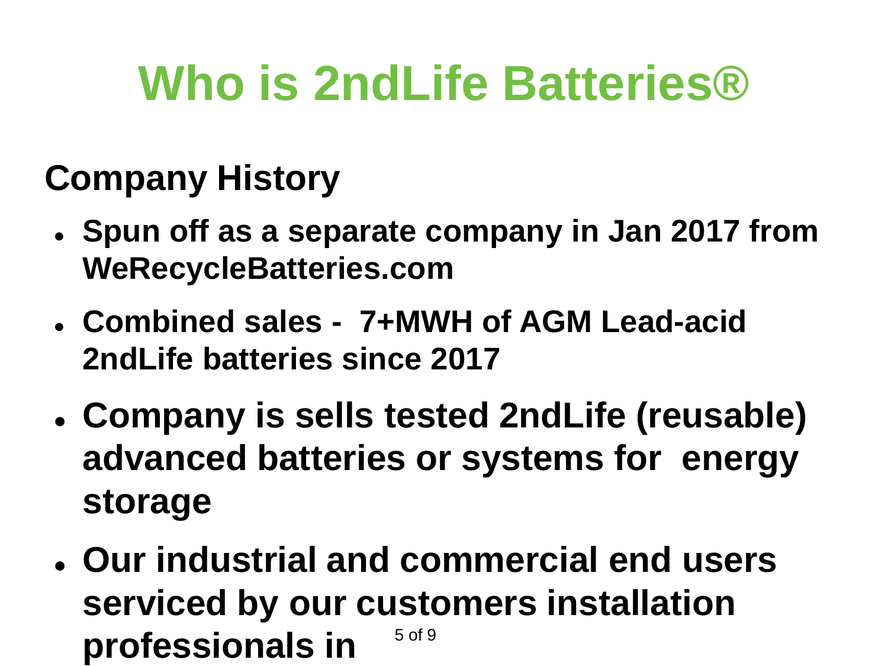# Who is 2ndLife Batteries®

## Company History

- **Spun off as a separate company in Jan 2017 from WeRecycleBatteries.com**
- **Combined sales - 7+MWH of AGM Lead-acid 2ndLife batteries since 2017**
- **Company is sells tested 2ndLife (reusable) advanced batteries or systems for energy storage**
- **Our industrial and commercial end users serviced by our customers installation professionals in**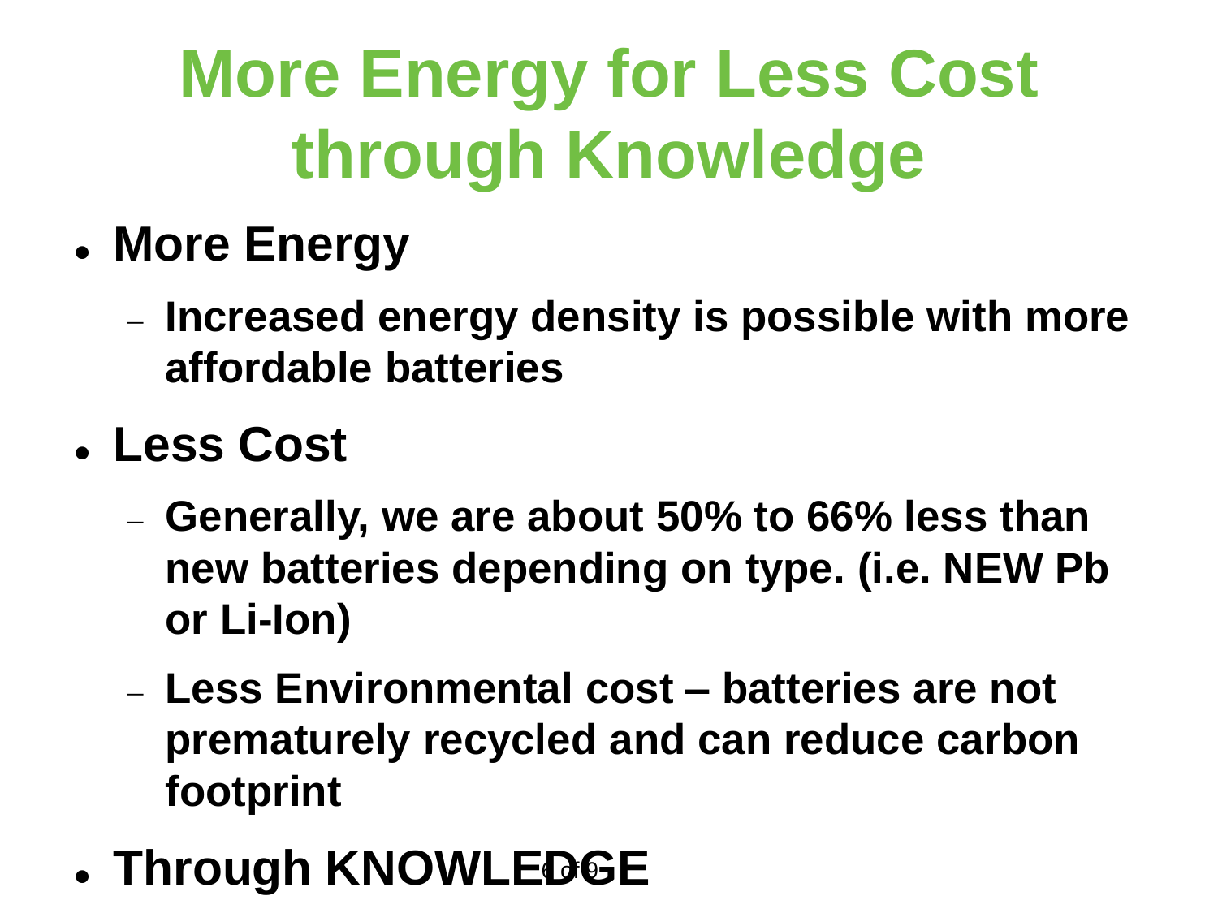# More Energy for Less Cost through Knowledge

- **More Energy**
  - **Increased energy density is possible with more affordable batteries**
- **Less Cost**
  - **Generally, we are about 50% to 66% less than new batteries depending on type. (i.e. NEW Pb or Li-Ion)**
  - **Less Environmental cost – batteries are not prematurely recycled and can reduce carbon footprint**
- **Through KNOWLEDGE**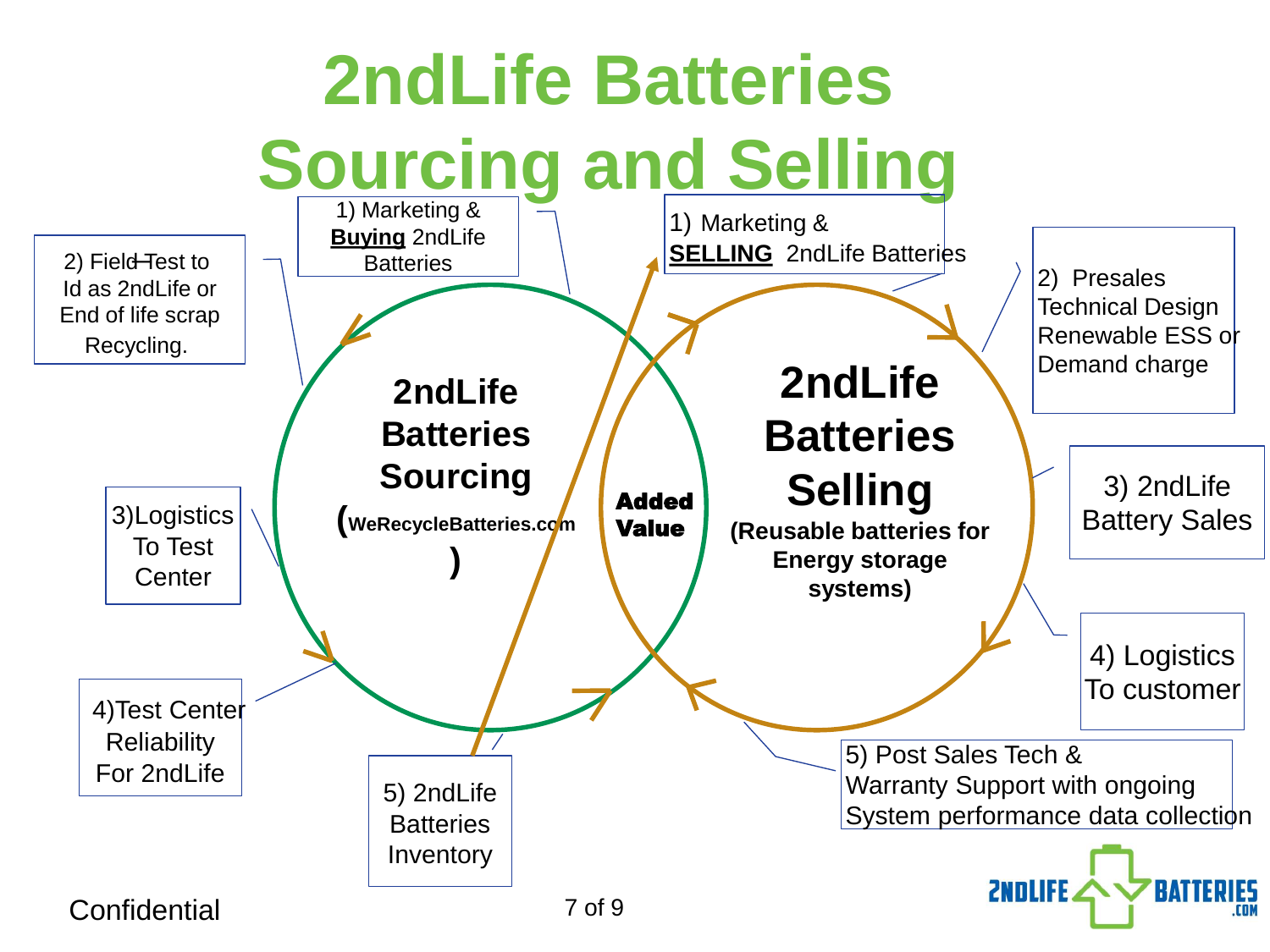# 2ndLife Batteries Sourcing and Selling

## 2ndLife Batteries Sourcing (WeRecycleBatteries.com)

1) Marketing & **Buying** 2ndLife Batteries
2) Field Test to Id as 2ndLife or End of life scrap Recycling.
3) Logistics To Test Center
4) Test Center Reliability For 2ndLife
5) 2ndLife Batteries Inventory

**Added Value**

## 2ndLife Batteries Selling (Reusable batteries for Energy storage systems)

1) Marketing & **SELLING** 2ndLife Batteries
2) Presales Technical Design Renewable ESS or Demand charge
3) 2ndLife Battery Sales
4) Logistics To customer
5) Post Sales Tech & Warranty Support with ongoing System performance data collection

Confidential

2NDLIFE BATTERIES .COM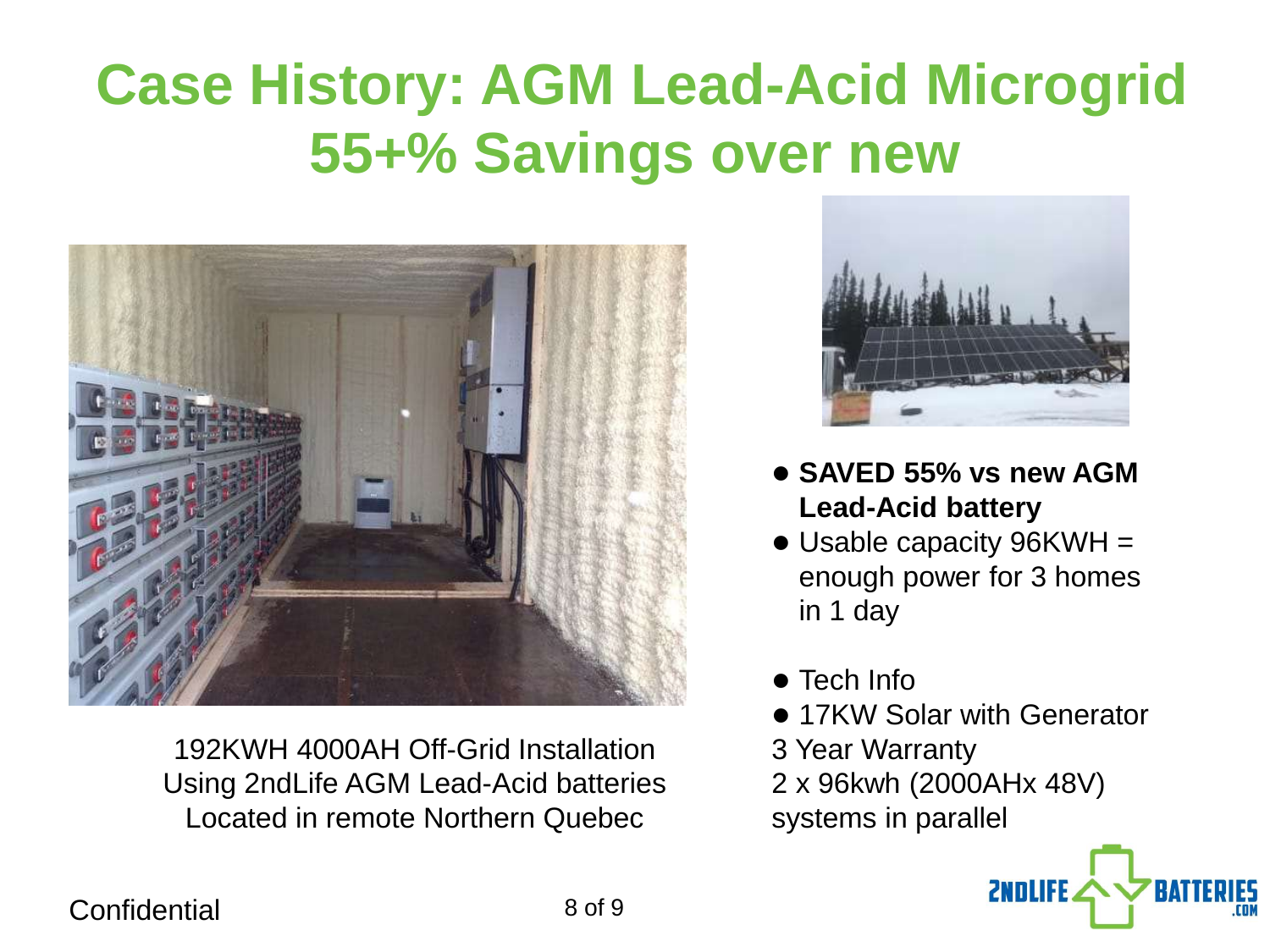# Case History: AGM Lead-Acid Microgrid 55+% Savings over new

192KWH 4000AH Off-Grid Installation
Using 2ndLife AGM Lead-Acid batteries
Located in remote Northern Quebec

- **SAVED 55% vs new AGM Lead-Acid battery**
- Usable capacity 96KWH = enough power for 3 homes in 1 day

- Tech Info
- 17KW Solar with Generator

3 Year Warranty
2 x 96kwh (2000AHx 48V) systems in parallel

Confidential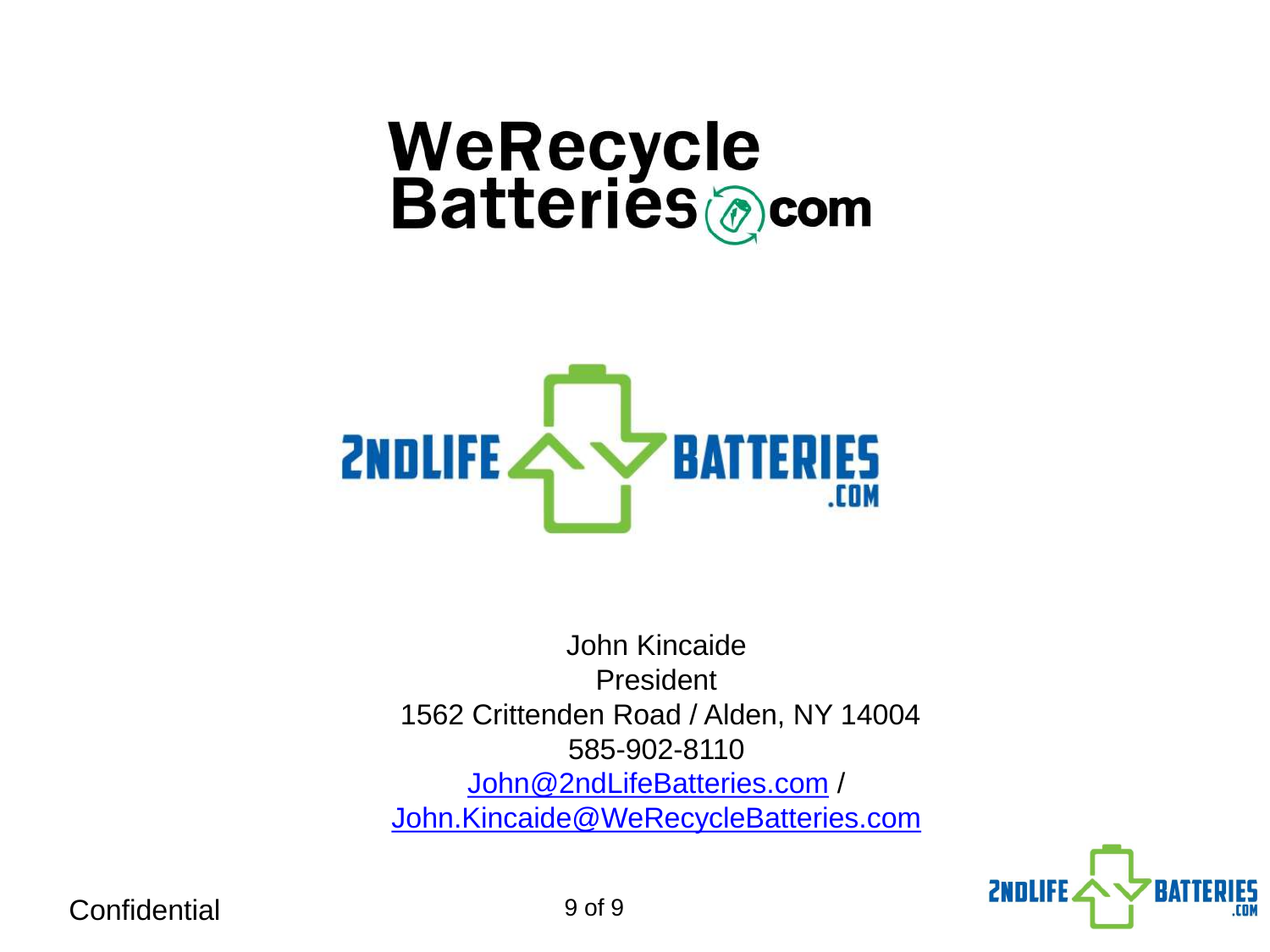WeRecycle Batteries.com

2NDLIFE BATTERIES .COM

John Kincaide
President
1562 Crittenden Road / Alden, NY 14004
585-902-8110
John@2ndLifeBatteries.com / John.Kincaide@WeRecycleBatteries.com

Confidential